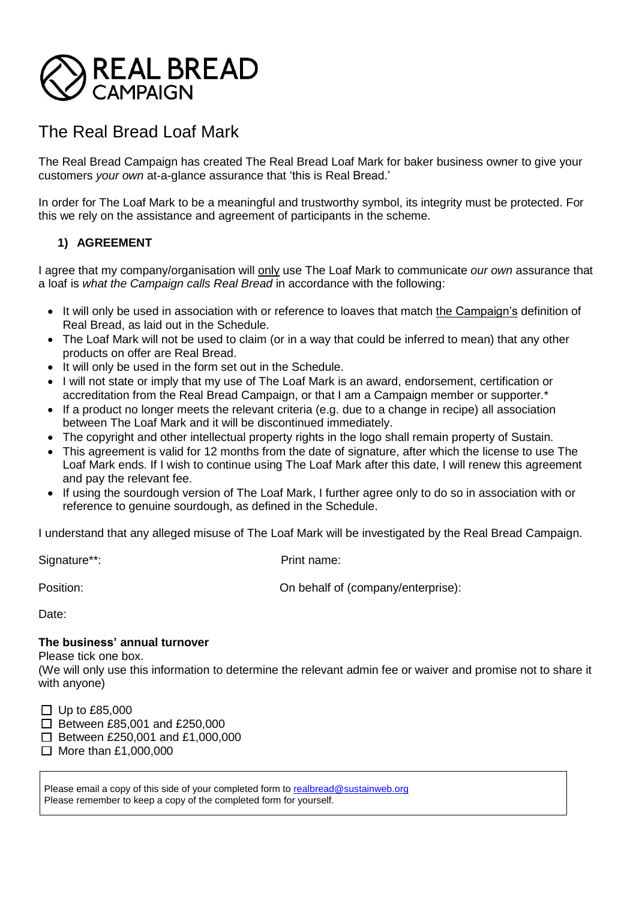# REAL BREAD CAMPAIGN

## The Real Bread Loaf Mark

The Real Bread Campaign has created The Real Bread Loaf Mark for baker business owner to give your customers *your own* at-a-glance assurance that 'this is Real Bread.'

In order for The Loaf Mark to be a meaningful and trustworthy symbol, its integrity must be protected. For this we rely on the assistance and agreement of participants in the scheme.

### 1) AGREEMENT

I agree that my company/organisation will only use The Loaf Mark to communicate *our own* assurance that a loaf is *what the Campaign calls Real Bread* in accordance with the following:

- It will only be used in association with or reference to loaves that match the Campaign's definition of Real Bread, as laid out in the Schedule.
- The Loaf Mark will not be used to claim (or in a way that could be inferred to mean) that any other products on offer are Real Bread.
- It will only be used in the form set out in the Schedule.
- I will not state or imply that my use of The Loaf Mark is an award, endorsement, certification or accreditation from the Real Bread Campaign, or that I am a Campaign member or supporter.*
- If a product no longer meets the relevant criteria (e.g. due to a change in recipe) all association between The Loaf Mark and it will be discontinued immediately.
- The copyright and other intellectual property rights in the logo shall remain property of Sustain.
- This agreement is valid for 12 months from the date of signature, after which the license to use The Loaf Mark ends. If I wish to continue using The Loaf Mark after this date, I will renew this agreement and pay the relevant fee.
- If using the sourdough version of The Loaf Mark, I further agree only to do so in association with or reference to genuine sourdough, as defined in the Schedule.

I understand that any alleged misuse of The Loaf Mark will be investigated by the Real Bread Campaign.

Signature**: 　　　　　　　　Print name:

Position: 　　　　　　　　On behalf of (company/enterprise):

Date:

**The business' annual turnover**

Please tick one box.

(We will only use this information to determine the relevant admin fee or waiver and promise not to share it with anyone)

- ☐ Up to £85,000
- ☐ Between £85,001 and £250,000
- ☐ Between £250,001 and £1,000,000
- ☐ More than £1,000,000

Please email a copy of this side of your completed form to realbread@sustainweb.org
Please remember to keep a copy of the completed form for yourself.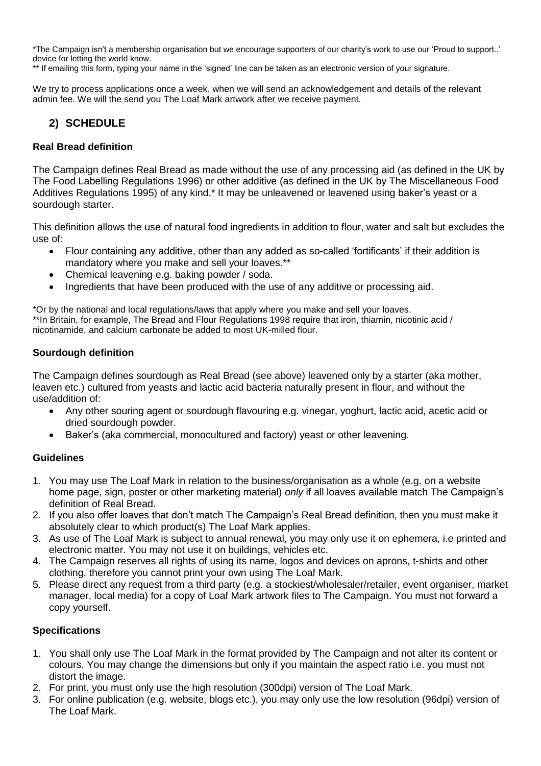*The Campaign isn't a membership organisation but we encourage supporters of our charity's work to use our 'Proud to support..' device for letting the world know.
** If emailing this form, typing your name in the 'signed' line can be taken as an electronic version of your signature.

We try to process applications once a week, when we will send an acknowledgement and details of the relevant admin fee. We will the send you The Loaf Mark artwork after we receive payment.

## 2) SCHEDULE

### Real Bread definition

The Campaign defines Real Bread as made without the use of any processing aid (as defined in the UK by The Food Labelling Regulations 1996) or other additive (as defined in the UK by The Miscellaneous Food Additives Regulations 1995) of any kind.* It may be unleavened or leavened using baker's yeast or a sourdough starter.

This definition allows the use of natural food ingredients in addition to flour, water and salt but excludes the use of:

- Flour containing any additive, other than any added as so-called 'fortificants' if their addition is mandatory where you make and sell your loaves.**
- Chemical leavening e.g. baking powder / soda.
- Ingredients that have been produced with the use of any additive or processing aid.

*Or by the national and local regulations/laws that apply where you make and sell your loaves.
**In Britain, for example, The Bread and Flour Regulations 1998 require that iron, thiamin, nicotinic acid / nicotinamide, and calcium carbonate be added to most UK-milled flour.

### Sourdough definition

The Campaign defines sourdough as Real Bread (see above) leavened only by a starter (aka mother, leaven etc.) cultured from yeasts and lactic acid bacteria naturally present in flour, and without the use/addition of:

- Any other souring agent or sourdough flavouring e.g. vinegar, yoghurt, lactic acid, acetic acid or dried sourdough powder.
- Baker's (aka commercial, monocultured and factory) yeast or other leavening.

### Guidelines

1. You may use The Loaf Mark in relation to the business/organisation as a whole (e.g. on a website home page, sign, poster or other marketing material) *only* if all loaves available match The Campaign's definition of Real Bread.
2. If you also offer loaves that don't match The Campaign's Real Bread definition, then you must make it absolutely clear to which product(s) The Loaf Mark applies.
3. As use of The Loaf Mark is subject to annual renewal, you may only use it on ephemera, i.e printed and electronic matter. You may not use it on buildings, vehicles etc.
4. The Campaign reserves all rights of using its name, logos and devices on aprons, t-shirts and other clothing, therefore you cannot print your own using The Loaf Mark.
5. Please direct any request from a third party (e.g. a stockiest/wholesaler/retailer, event organiser, market manager, local media) for a copy of Loaf Mark artwork files to The Campaign. You must not forward a copy yourself.

### Specifications

1. You shall only use The Loaf Mark in the format provided by The Campaign and not alter its content or colours. You may change the dimensions but only if you maintain the aspect ratio i.e. you must not distort the image.
2. For print, you must only use the high resolution (300dpi) version of The Loaf Mark.
3. For online publication (e.g. website, blogs etc.), you may only use the low resolution (96dpi) version of The Loaf Mark.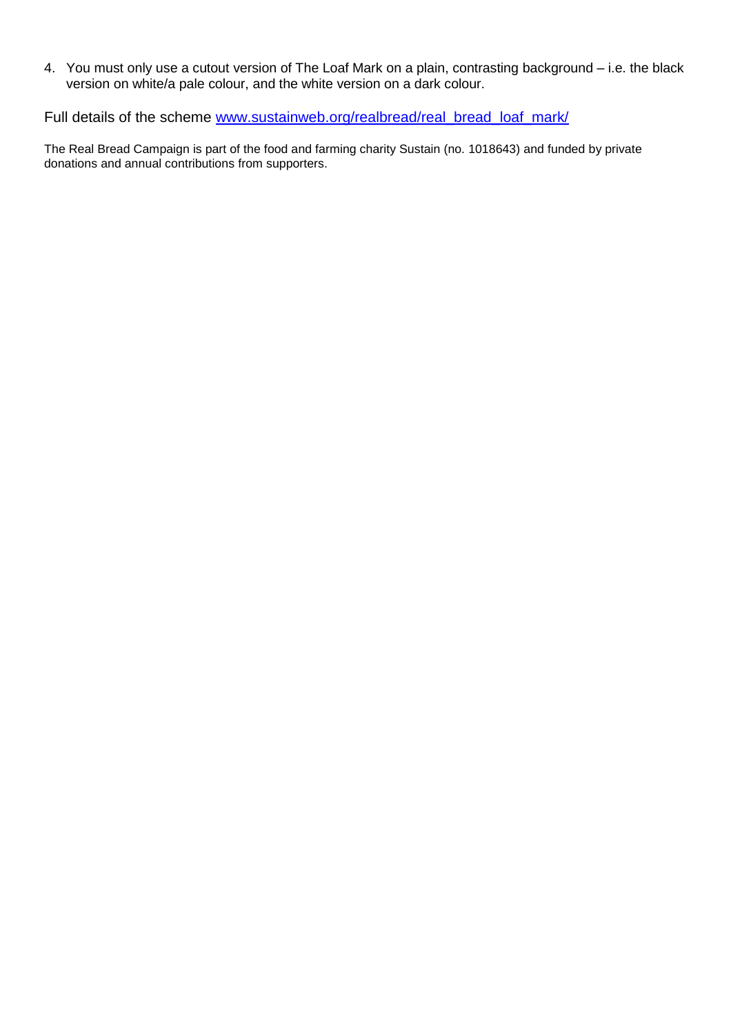4. You must only use a cutout version of The Loaf Mark on a plain, contrasting background – i.e. the black version on white/a pale colour, and the white version on a dark colour.

Full details of the scheme [www.sustainweb.org/realbread/real_bread_loaf_mark/](http://www.sustainweb.org/realbread/real_bread_loaf_mark/)

The Real Bread Campaign is part of the food and farming charity Sustain (no. 1018643) and funded by private donations and annual contributions from supporters.